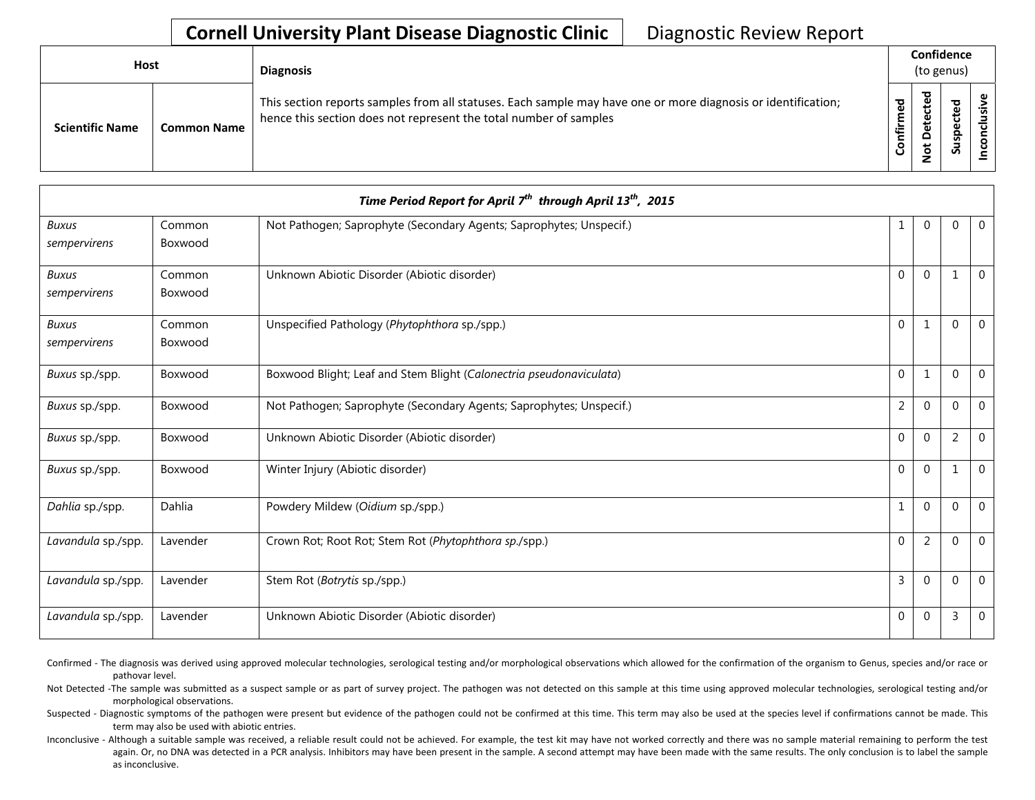# Cornell University Plant Disease Diagnostic Clinic — Diagnostic Review Report

| Host | | Diagnosis | Confidence (to genus) | | | |
|---|---|---|---|---|---|---|
| Scientific Name | Common Name | This section reports samples from all statuses. Each sample may have one or more diagnosis or identification; hence this section does not represent the total number of samples | Confirmed | Not Detected | Suspected | Inconclusive |
| ***Time Period Report for April 7th through April 13th, 2015*** | | | | | | |
| *Buxus sempervirens* | Common Boxwood | Not Pathogen; Saprophyte (Secondary Agents; Saprophytes; Unspecif.) | 1 | 0 | 0 | 0 |
| *Buxus sempervirens* | Common Boxwood | Unknown Abiotic Disorder (Abiotic disorder) | 0 | 0 | 1 | 0 |
| *Buxus sempervirens* | Common Boxwood | Unspecified Pathology (*Phytophthora* sp./spp.) | 0 | 1 | 0 | 0 |
| *Buxus* sp./spp. | Boxwood | Boxwood Blight; Leaf and Stem Blight (*Calonectria pseudonaviculata*) | 0 | 1 | 0 | 0 |
| *Buxus* sp./spp. | Boxwood | Not Pathogen; Saprophyte (Secondary Agents; Saprophytes; Unspecif.) | 2 | 0 | 0 | 0 |
| *Buxus* sp./spp. | Boxwood | Unknown Abiotic Disorder (Abiotic disorder) | 0 | 0 | 2 | 0 |
| *Buxus* sp./spp. | Boxwood | Winter Injury (Abiotic disorder) | 0 | 0 | 1 | 0 |
| *Dahlia* sp./spp. | Dahlia | Powdery Mildew (*Oidium* sp./spp.) | 1 | 0 | 0 | 0 |
| *Lavandula* sp./spp. | Lavender | Crown Rot; Root Rot; Stem Rot (*Phytophthora sp.*/spp.) | 0 | 2 | 0 | 0 |
| *Lavandula* sp./spp. | Lavender | Stem Rot (*Botrytis* sp./spp.) | 3 | 0 | 0 | 0 |
| *Lavandula* sp./spp. | Lavender | Unknown Abiotic Disorder (Abiotic disorder) | 0 | 0 | 3 | 0 |

Confirmed - The diagnosis was derived using approved molecular technologies, serological testing and/or morphological observations which allowed for the confirmation of the organism to Genus, species and/or race or pathovar level.

Not Detected -The sample was submitted as a suspect sample or as part of survey project. The pathogen was not detected on this sample at this time using approved molecular technologies, serological testing and/or morphological observations.

Suspected - Diagnostic symptoms of the pathogen were present but evidence of the pathogen could not be confirmed at this time. This term may also be used at the species level if confirmations cannot be made. This term may also be used with abiotic entries.

Inconclusive - Although a suitable sample was received, a reliable result could not be achieved. For example, the test kit may have not worked correctly and there was no sample material remaining to perform the test again. Or, no DNA was detected in a PCR analysis. Inhibitors may have been present in the sample. A second attempt may have been made with the same results. The only conclusion is to label the sample as inconclusive.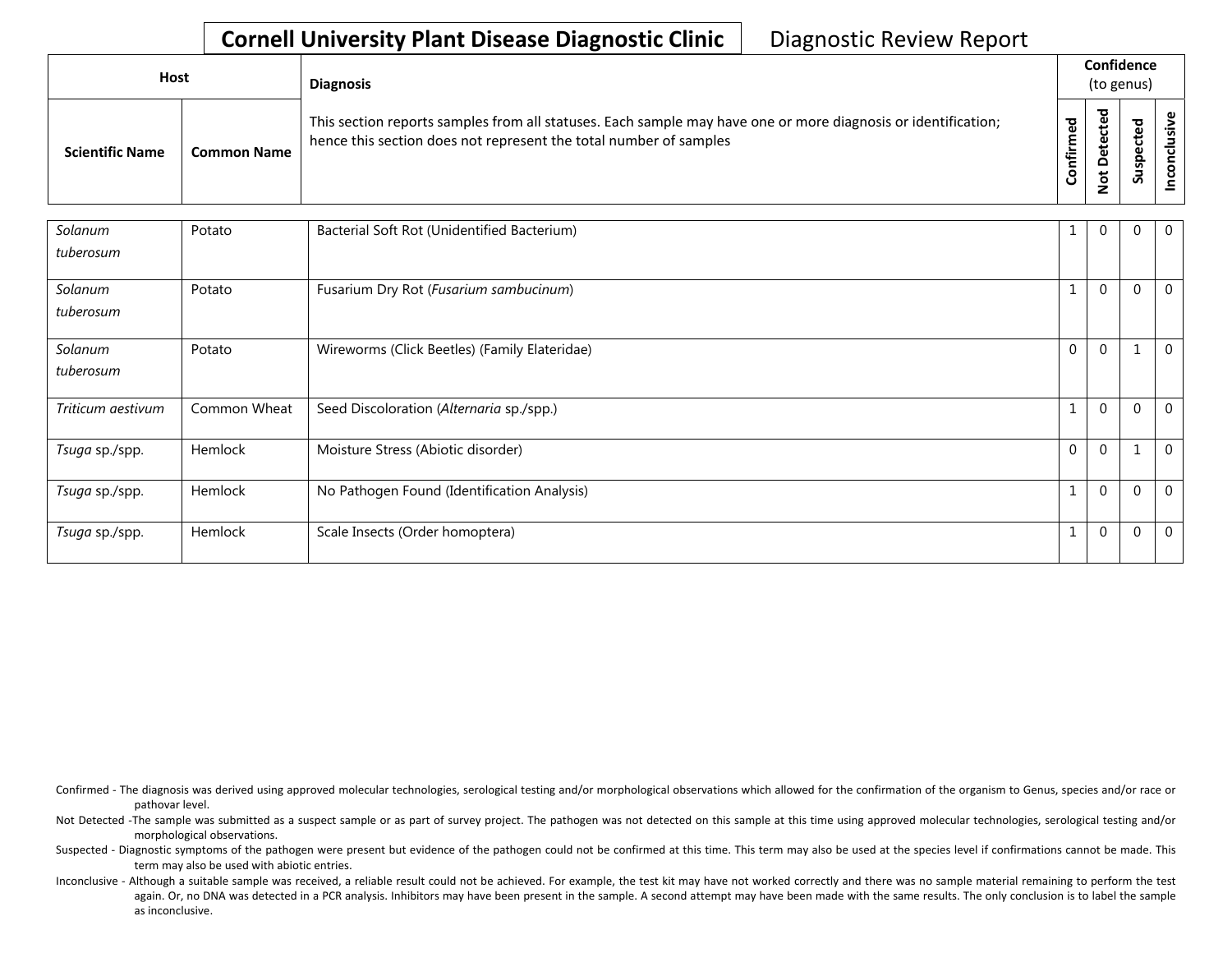# Cornell University Plant Disease Diagnostic Clinic

Diagnostic Review Report

| Host | | Diagnosis | Confidence (to genus) | | | |
|---|---|---|---|---|---|---|
| **Scientific Name** | **Common Name** | This section reports samples from all statuses. Each sample may have one or more diagnosis or identification; hence this section does not represent the total number of samples | **Confirmed** | **Not Detected** | **Suspected** | **Inconclusive** |
| *Solanum tuberosum* | Potato | Bacterial Soft Rot (Unidentified Bacterium) | 1 | 0 | 0 | 0 |
| *Solanum tuberosum* | Potato | Fusarium Dry Rot (*Fusarium sambucinum*) | 1 | 0 | 0 | 0 |
| *Solanum tuberosum* | Potato | Wireworms (Click Beetles) (Family Elateridae) | 0 | 0 | 1 | 0 |
| *Triticum aestivum* | Common Wheat | Seed Discoloration (*Alternaria* sp./spp.) | 1 | 0 | 0 | 0 |
| *Tsuga* sp./spp. | Hemlock | Moisture Stress (Abiotic disorder) | 0 | 0 | 1 | 0 |
| *Tsuga* sp./spp. | Hemlock | No Pathogen Found (Identification Analysis) | 1 | 0 | 0 | 0 |
| *Tsuga* sp./spp. | Hemlock | Scale Insects (Order homoptera) | 1 | 0 | 0 | 0 |

Confirmed - The diagnosis was derived using approved molecular technologies, serological testing and/or morphological observations which allowed for the confirmation of the organism to Genus, species and/or race or pathovar level.

Not Detected -The sample was submitted as a suspect sample or as part of survey project. The pathogen was not detected on this sample at this time using approved molecular technologies, serological testing and/or morphological observations.

Suspected - Diagnostic symptoms of the pathogen were present but evidence of the pathogen could not be confirmed at this time. This term may also be used at the species level if confirmations cannot be made. This term may also be used with abiotic entries.

Inconclusive - Although a suitable sample was received, a reliable result could not be achieved. For example, the test kit may have not worked correctly and there was no sample material remaining to perform the test again. Or, no DNA was detected in a PCR analysis. Inhibitors may have been present in the sample. A second attempt may have been made with the same results. The only conclusion is to label the sample as inconclusive.